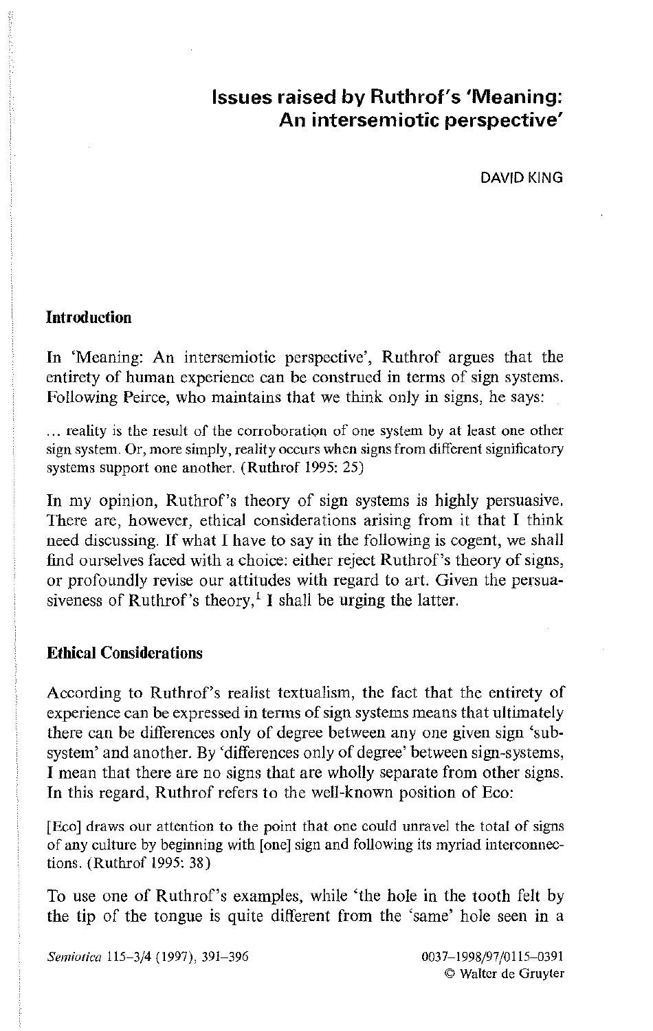# Issues raised by Ruthrof's 'Meaning: An intersemiotic perspective'

DAVID KING

## Introduction

In 'Meaning: An intersemiotic perspective', Ruthrof argues that the entirety of human experience can be construed in terms of sign systems. Following Peirce, who maintains that we think only in signs, he says:

> ... reality is the result of the corroboration of one system by at least one other sign system. Or, more simply, reality occurs when signs from different significatory systems support one another. (Ruthrof 1995: 25)

In my opinion, Ruthrof's theory of sign systems is highly persuasive. There are, however, ethical considerations arising from it that I think need discussing. If what I have to say in the following is cogent, we shall find ourselves faced with a choice: either reject Ruthrof's theory of signs, or profoundly revise our attitudes with regard to art. Given the persuasiveness of Ruthrof's theory,[1] I shall be urging the latter.

## Ethical Considerations

According to Ruthrof's realist textualism, the fact that the entirety of experience can be expressed in terms of sign systems means that ultimately there can be differences only of degree between any one given sign 'sub-system' and another. By 'differences only of degree' between sign-systems, I mean that there are no signs that are wholly separate from other signs. In this regard, Ruthrof refers to the well-known position of Eco:

> [Eco] draws our attention to the point that one could unravel the total of signs of any culture by beginning with [one] sign and following its myriad interconnections. (Ruthrof 1995: 38)

To use one of Ruthrof's examples, while 'the hole in the tooth felt by the tip of the tongue is quite different from the 'same' hole seen in a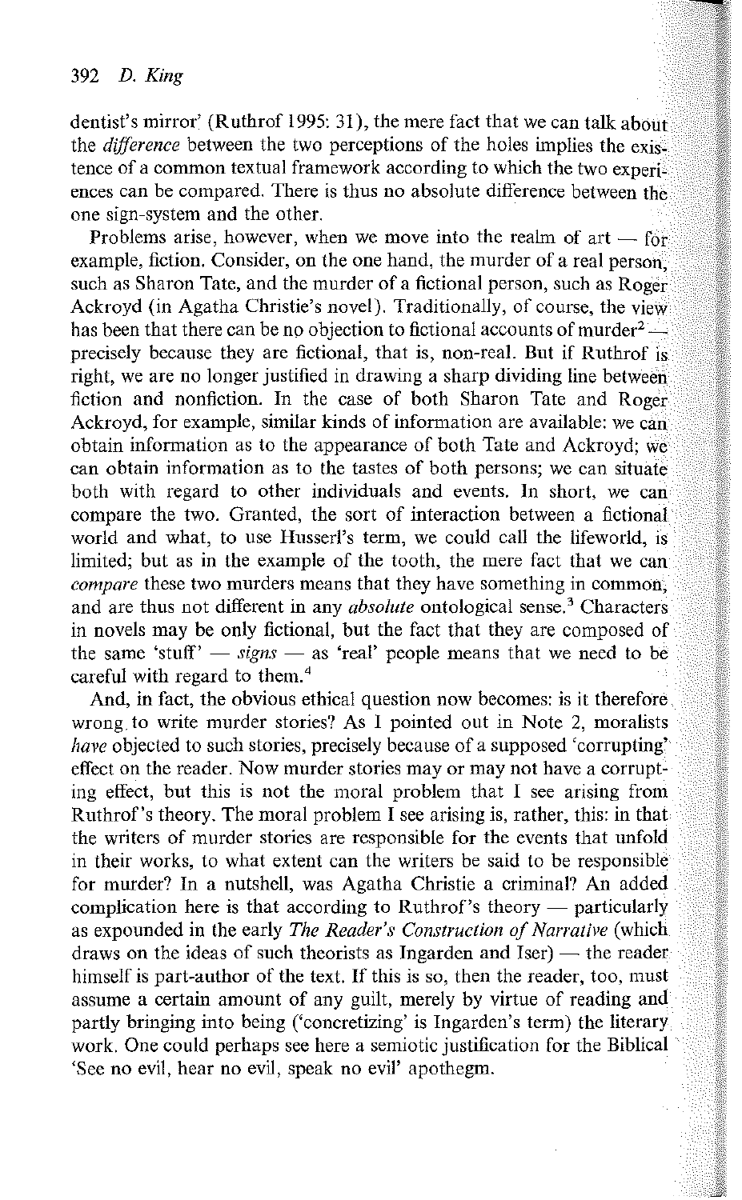dentist's mirror' (Ruthrof 1995: 31), the mere fact that we can talk about the *difference* between the two perceptions of the holes implies the existence of a common textual framework according to which the two experiences can be compared. There is thus no absolute difference between the one sign-system and the other.

Problems arise, however, when we move into the realm of art — for example, fiction. Consider, on the one hand, the murder of a real person, such as Sharon Tate, and the murder of a fictional person, such as Roger Ackroyd (in Agatha Christie's novel). Traditionally, of course, the view has been that there can be no objection to fictional accounts of murder[2] — precisely because they are fictional, that is, non-real. But if Ruthrof is right, we are no longer justified in drawing a sharp dividing line between fiction and nonfiction. In the case of both Sharon Tate and Roger Ackroyd, for example, similar kinds of information are available: we can obtain information as to the appearance of both Tate and Ackroyd; we can obtain information as to the tastes of both persons; we can situate both with regard to other individuals and events. In short, we can compare the two. Granted, the sort of interaction between a fictional world and what, to use Husserl's term, we could call the lifeworld, is limited; but as in the example of the tooth, the mere fact that we can *compare* these two murders means that they have something in common, and are thus not different in any *absolute* ontological sense.[3] Characters in novels may be only fictional, but the fact that they are composed of the same 'stuff' — *signs* — as 'real' people means that we need to be careful with regard to them.[4]

And, in fact, the obvious ethical question now becomes: is it therefore wrong to write murder stories? As I pointed out in Note 2, moralists *have* objected to such stories, precisely because of a supposed 'corrupting' effect on the reader. Now murder stories may or may not have a corrupting effect, but this is not the moral problem that I see arising from Ruthrof's theory. The moral problem I see arising is, rather, this: in that the writers of murder stories are responsible for the events that unfold in their works, to what extent can the writers be said to be responsible for murder? In a nutshell, was Agatha Christie a criminal? An added complication here is that according to Ruthrof's theory — particularly as expounded in the early *The Reader's Construction of Narrative* (which draws on the ideas of such theorists as Ingarden and Iser) — the reader himself is part-author of the text. If this is so, then the reader, too, must assume a certain amount of any guilt, merely by virtue of reading and partly bringing into being ('concretizing' is Ingarden's term) the literary work. One could perhaps see here a semiotic justification for the Biblical 'See no evil, hear no evil, speak no evil' apothegm.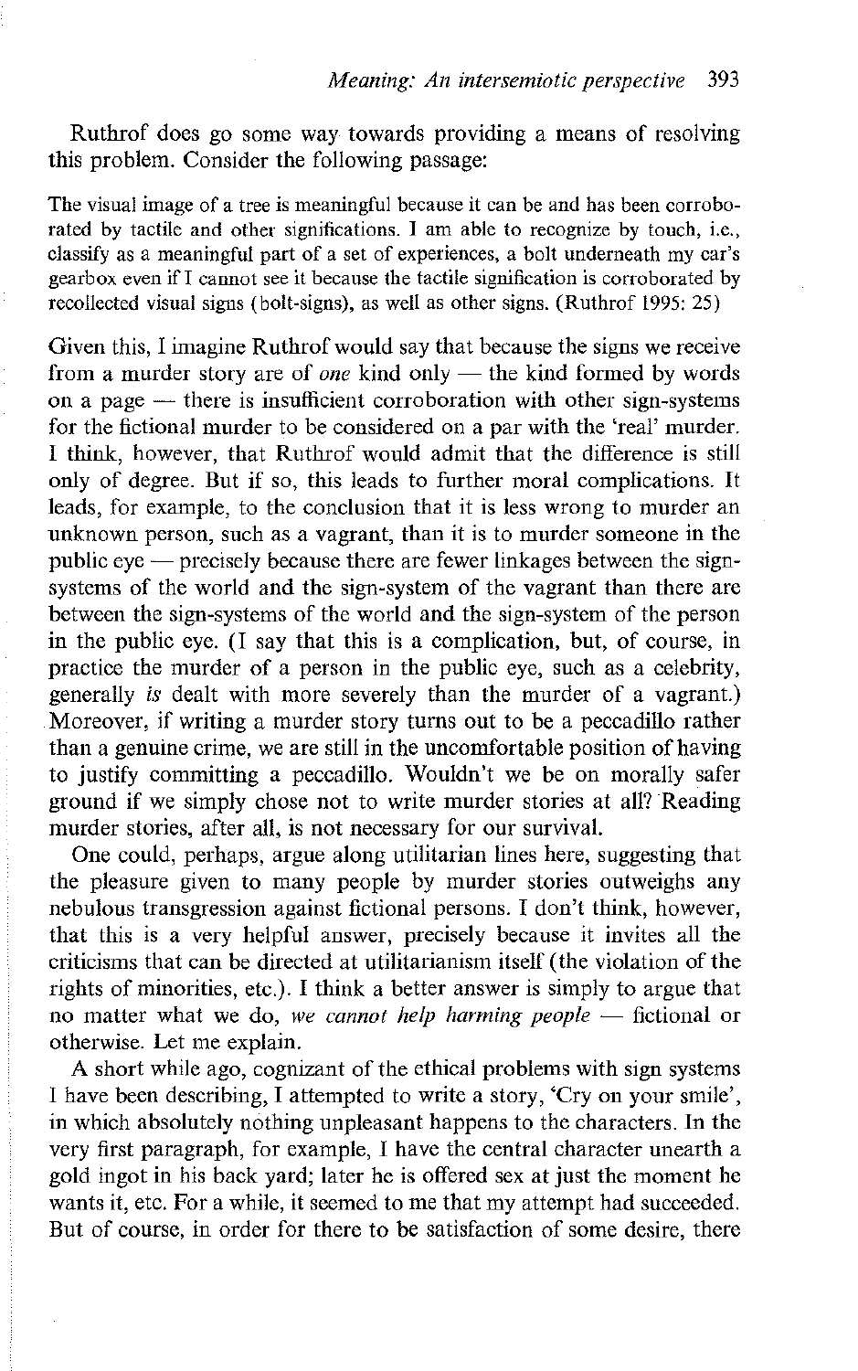Ruthrof does go some way towards providing a means of resolving this problem. Consider the following passage:

> The visual image of a tree is meaningful because it can be and has been corroborated by tactile and other significations. I am able to recognize by touch, i.e., classify as a meaningful part of a set of experiences, a bolt underneath my car's gearbox even if I cannot see it because the tactile signification is corroborated by recollected visual signs (bolt-signs), as well as other signs. (Ruthrof 1995: 25)

Given this, I imagine Ruthrof would say that because the signs we receive from a murder story are of *one* kind only — the kind formed by words on a page — there is insufficient corroboration with other sign-systems for the fictional murder to be considered on a par with the 'real' murder. I think, however, that Ruthrof would admit that the difference is still only of degree. But if so, this leads to further moral complications. It leads, for example, to the conclusion that it is less wrong to murder an unknown person, such as a vagrant, than it is to murder someone in the public eye — precisely because there are fewer linkages between the sign-systems of the world and the sign-system of the vagrant than there are between the sign-systems of the world and the sign-system of the person in the public eye. (I say that this is a complication, but, of course, in practice the murder of a person in the public eye, such as a celebrity, generally *is* dealt with more severely than the murder of a vagrant.) Moreover, if writing a murder story turns out to be a peccadillo rather than a genuine crime, we are still in the uncomfortable position of having to justify committing a peccadillo. Wouldn't we be on morally safer ground if we simply chose not to write murder stories at all? Reading murder stories, after all, is not necessary for our survival.

One could, perhaps, argue along utilitarian lines here, suggesting that the pleasure given to many people by murder stories outweighs any nebulous transgression against fictional persons. I don't think, however, that this is a very helpful answer, precisely because it invites all the criticisms that can be directed at utilitarianism itself (the violation of the rights of minorities, etc.). I think a better answer is simply to argue that no matter what we do, *we cannot help harming people* — fictional or otherwise. Let me explain.

A short while ago, cognizant of the ethical problems with sign systems I have been describing, I attempted to write a story, 'Cry on your smile', in which absolutely nothing unpleasant happens to the characters. In the very first paragraph, for example, I have the central character unearth a gold ingot in his back yard; later he is offered sex at just the moment he wants it, etc. For a while, it seemed to me that my attempt had succeeded. But of course, in order for there to be satisfaction of some desire, there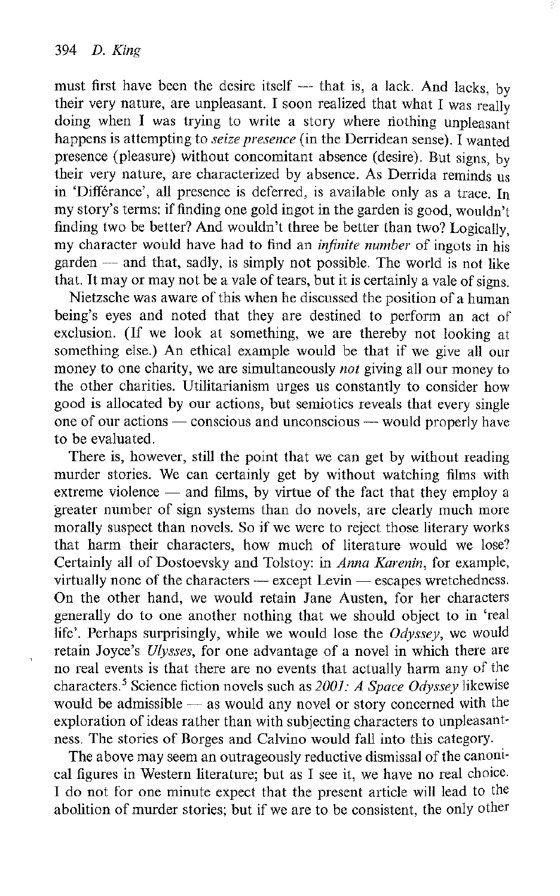must first have been the desire itself — that is, a lack. And lacks, by their very nature, are unpleasant. I soon realized that what I was really doing when I was trying to write a story where nothing unpleasant happens is attempting to *seize presence* (in the Derridean sense). I wanted presence (pleasure) without concomitant absence (desire). But signs, by their very nature, are characterized by absence. As Derrida reminds us in 'Différance', all presence is deferred, is available only as a trace. In my story's terms: if finding one gold ingot in the garden is good, wouldn't finding two be better? And wouldn't three be better than two? Logically, my character would have had to find an *infinite number* of ingots in his garden — and that, sadly, is simply not possible. The world is not like that. It may or may not be a vale of tears, but it is certainly a vale of signs.

Nietzsche was aware of this when he discussed the position of a human being's eyes and noted that they are destined to perform an act of exclusion. (If we look at something, we are thereby not looking at something else.) An ethical example would be that if we give all our money to one charity, we are simultaneously *not* giving all our money to the other charities. Utilitarianism urges us constantly to consider how good is allocated by our actions, but semiotics reveals that every single one of our actions — conscious and unconscious — would properly have to be evaluated.

There is, however, still the point that we can get by without reading murder stories. We can certainly get by without watching films with extreme violence — and films, by virtue of the fact that they employ a greater number of sign systems than do novels, are clearly much more morally suspect than novels. So if we were to reject those literary works that harm their characters, how much of literature would we lose? Certainly all of Dostoevsky and Tolstoy: in *Anna Karenin*, for example, virtually none of the characters — except Levin — escapes wretchedness. On the other hand, we would retain Jane Austen, for her characters generally do to one another nothing that we should object to in 'real life'. Perhaps surprisingly, while we would lose the *Odyssey*, we would retain Joyce's *Ulysses*, for one advantage of a novel in which there are no real events is that there are no events that actually harm any of the characters.[5] Science fiction novels such as *2001: A Space Odyssey* likewise would be admissible — as would any novel or story concerned with the exploration of ideas rather than with subjecting characters to unpleasantness. The stories of Borges and Calvino would fall into this category.

The above may seem an outrageously reductive dismissal of the canonical figures in Western literature; but as I see it, we have no real choice. I do not for one minute expect that the present article will lead to the abolition of murder stories; but if we are to be consistent, the only other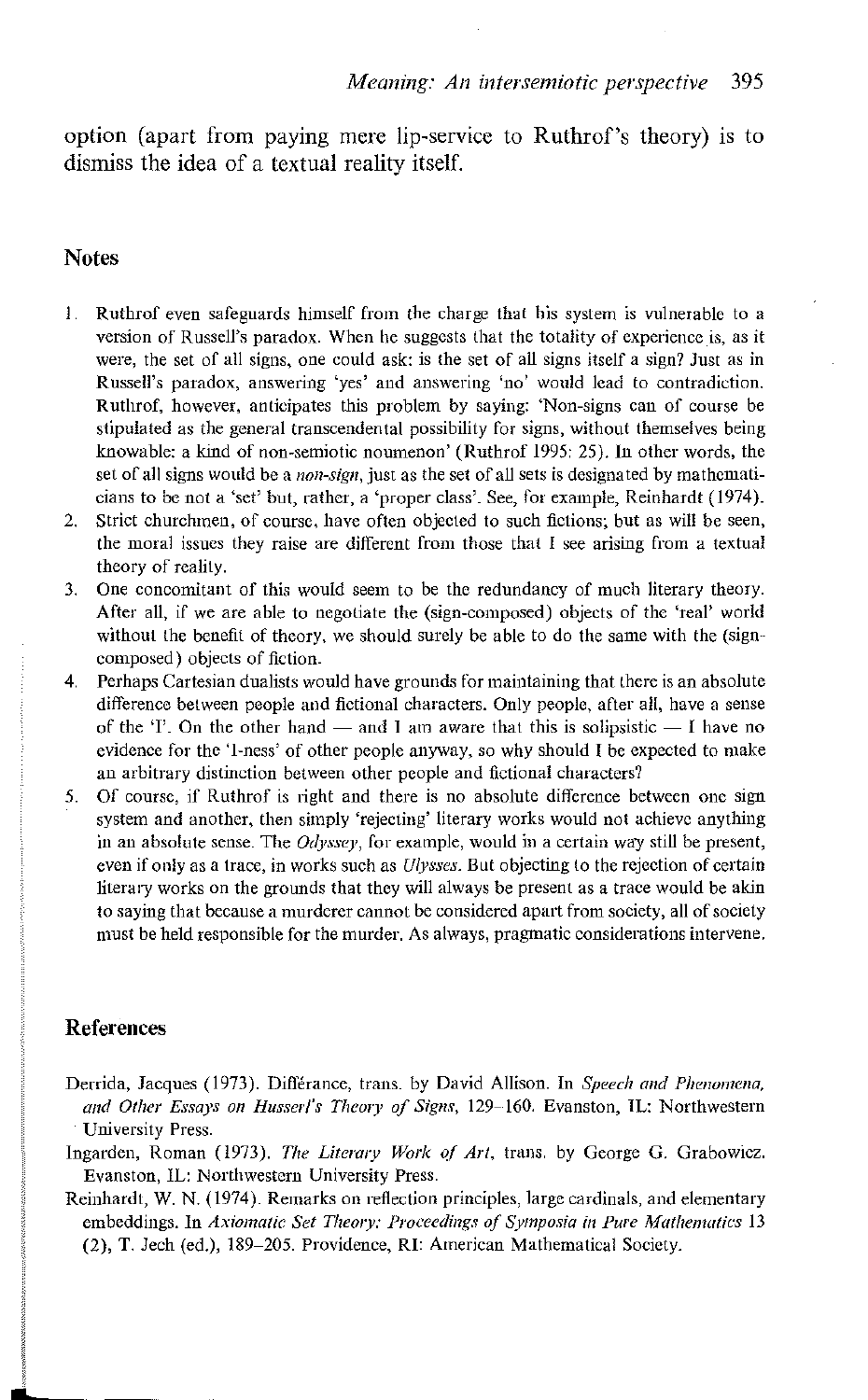option (apart from paying mere lip-service to Ruthrof's theory) is to dismiss the idea of a textual reality itself.

## Notes

1. Ruthrof even safeguards himself from the charge that his system is vulnerable to a version of Russell's paradox. When he suggests that the totality of experience is, as it were, the set of all signs, one could ask: is the set of all signs itself a sign? Just as in Russell's paradox, answering 'yes' and answering 'no' would lead to contradiction. Ruthrof, however, anticipates this problem by saying: 'Non-signs can of course be stipulated as the general transcendental possibility for signs, without themselves being knowable: a kind of non-semiotic noumenon' (Ruthrof 1995: 25). In other words, the set of all signs would be a *non-sign*, just as the set of all sets is designated by mathematicians to be not a 'set' but, rather, a 'proper class'. See, for example, Reinhardt (1974).
2. Strict churchmen, of course, have often objected to such fictions; but as will be seen, the moral issues they raise are different from those that I see arising from a textual theory of reality.
3. One concomitant of this would seem to be the redundancy of much literary theory. After all, if we are able to negotiate the (sign-composed) objects of the 'real' world without the benefit of theory, we should surely be able to do the same with the (sign-composed) objects of fiction.
4. Perhaps Cartesian dualists would have grounds for maintaining that there is an absolute difference between people and fictional characters. Only people, after all, have a sense of the 'I'. On the other hand — and I am aware that this is solipsistic — I have no evidence for the 'I-ness' of other people anyway, so why should I be expected to make an arbitrary distinction between other people and fictional characters?
5. Of course, if Ruthrof is right and there is no absolute difference between one sign system and another, then simply 'rejecting' literary works would not achieve anything in an absolute sense. The *Odyssey*, for example, would in a certain way still be present, even if only as a trace, in works such as *Ulysses*. But objecting to the rejection of certain literary works on the grounds that they will always be present as a trace would be akin to saying that because a murderer cannot be considered apart from society, all of society must be held responsible for the murder. As always, pragmatic considerations intervene.

## References

Derrida, Jacques (1973). Différance, trans. by David Allison. In *Speech and Phenomena, and Other Essays on Husserl's Theory of Signs*, 129–160. Evanston, IL: Northwestern University Press.

Ingarden, Roman (1973). *The Literary Work of Art*, trans. by George G. Grabowicz. Evanston, IL: Northwestern University Press.

Reinhardt, W. N. (1974). Remarks on reflection principles, large cardinals, and elementary embeddings. In *Axiomatic Set Theory: Proceedings of Symposia in Pure Mathematics* 13 (2), T. Jech (ed.), 189–205. Providence, RI: American Mathematical Society.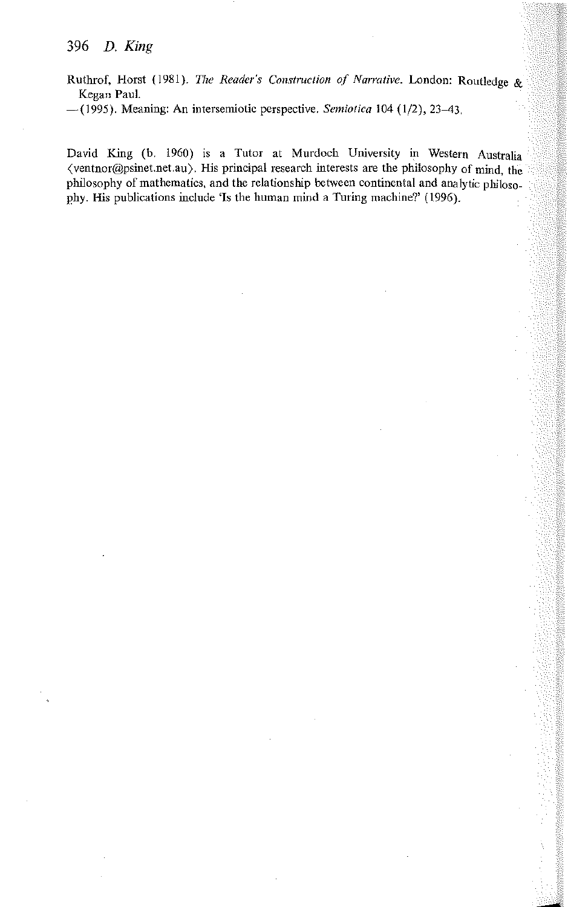Ruthrof, Horst (1981). *The Reader's Construction of Narrative*. London: Routledge & Kegan Paul.

—(1995). Meaning: An intersemiotic perspective. *Semiotica* 104 (1/2), 23–43.

David King (b. 1960) is a Tutor at Murdoch University in Western Australia ⟨ventnor@psinet.net.au⟩. His principal research interests are the philosophy of mind, the philosophy of mathematics, and the relationship between continental and analytic philosophy. His publications include 'Is the human mind a Turing machine?' (1996).